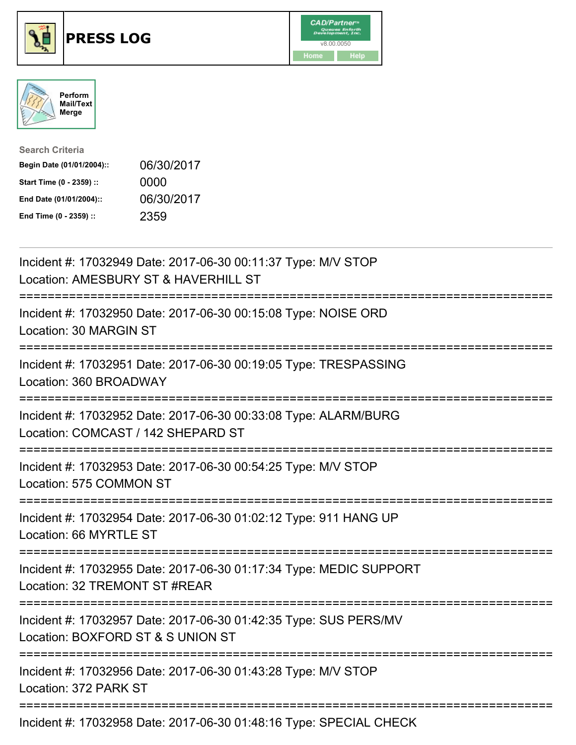# PRESS LOG

CAD/Partner™
v8.00.0050
Home Help

Perform Mail/Text Merge

**Search Criteria**

| | |
|---|---|
| **Begin Date (01/01/2004)::** | 06/30/2017 |
| **Start Time (0 - 2359) ::** | 0000 |
| **End Date (01/01/2004)::** | 06/30/2017 |
| **End Time (0 - 2359) ::** | 2359 |

---

Incident #: 17032949 Date: 2017-06-30 00:11:37 Type: M/V STOP
Location: AMESBURY ST & HAVERHILL ST

===========================================================================

Incident #: 17032950 Date: 2017-06-30 00:15:08 Type: NOISE ORD
Location: 30 MARGIN ST

===========================================================================

Incident #: 17032951 Date: 2017-06-30 00:19:05 Type: TRESPASSING
Location: 360 BROADWAY

===========================================================================

Incident #: 17032952 Date: 2017-06-30 00:33:08 Type: ALARM/BURG
Location: COMCAST / 142 SHEPARD ST

===========================================================================

Incident #: 17032953 Date: 2017-06-30 00:54:25 Type: M/V STOP
Location: 575 COMMON ST

===========================================================================

Incident #: 17032954 Date: 2017-06-30 01:02:12 Type: 911 HANG UP
Location: 66 MYRTLE ST

===========================================================================

Incident #: 17032955 Date: 2017-06-30 01:17:34 Type: MEDIC SUPPORT
Location: 32 TREMONT ST #REAR

===========================================================================

Incident #: 17032957 Date: 2017-06-30 01:42:35 Type: SUS PERS/MV
Location: BOXFORD ST & S UNION ST

===========================================================================

Incident #: 17032956 Date: 2017-06-30 01:43:28 Type: M/V STOP
Location: 372 PARK ST

===========================================================================

Incident #: 17032958 Date: 2017-06-30 01:48:16 Type: SPECIAL CHECK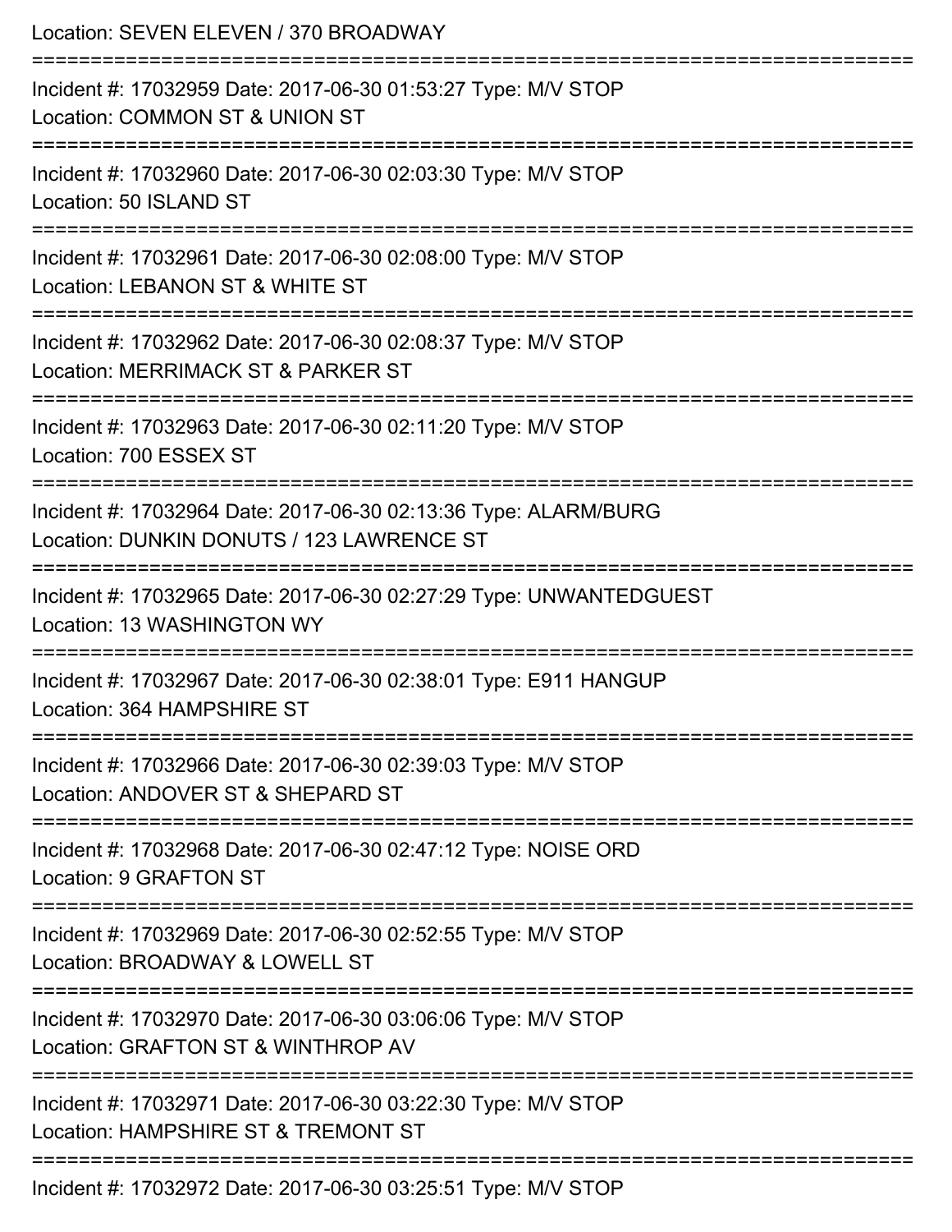Location: SEVEN ELEVEN / 370 BROADWAY

===========================================================================

Incident #: 17032959 Date: 2017-06-30 01:53:27 Type: M/V STOP
Location: COMMON ST & UNION ST

===========================================================================

Incident #: 17032960 Date: 2017-06-30 02:03:30 Type: M/V STOP
Location: 50 ISLAND ST

===========================================================================

Incident #: 17032961 Date: 2017-06-30 02:08:00 Type: M/V STOP
Location: LEBANON ST & WHITE ST

===========================================================================

Incident #: 17032962 Date: 2017-06-30 02:08:37 Type: M/V STOP
Location: MERRIMACK ST & PARKER ST

===========================================================================

Incident #: 17032963 Date: 2017-06-30 02:11:20 Type: M/V STOP
Location: 700 ESSEX ST

===========================================================================

Incident #: 17032964 Date: 2017-06-30 02:13:36 Type: ALARM/BURG
Location: DUNKIN DONUTS / 123 LAWRENCE ST

===========================================================================

Incident #: 17032965 Date: 2017-06-30 02:27:29 Type: UNWANTEDGUEST
Location: 13 WASHINGTON WY

===========================================================================

Incident #: 17032967 Date: 2017-06-30 02:38:01 Type: E911 HANGUP
Location: 364 HAMPSHIRE ST

===========================================================================

Incident #: 17032966 Date: 2017-06-30 02:39:03 Type: M/V STOP
Location: ANDOVER ST & SHEPARD ST

===========================================================================

Incident #: 17032968 Date: 2017-06-30 02:47:12 Type: NOISE ORD
Location: 9 GRAFTON ST

===========================================================================

Incident #: 17032969 Date: 2017-06-30 02:52:55 Type: M/V STOP
Location: BROADWAY & LOWELL ST

===========================================================================

Incident #: 17032970 Date: 2017-06-30 03:06:06 Type: M/V STOP
Location: GRAFTON ST & WINTHROP AV

===========================================================================

Incident #: 17032971 Date: 2017-06-30 03:22:30 Type: M/V STOP
Location: HAMPSHIRE ST & TREMONT ST

===========================================================================

Incident #: 17032972 Date: 2017-06-30 03:25:51 Type: M/V STOP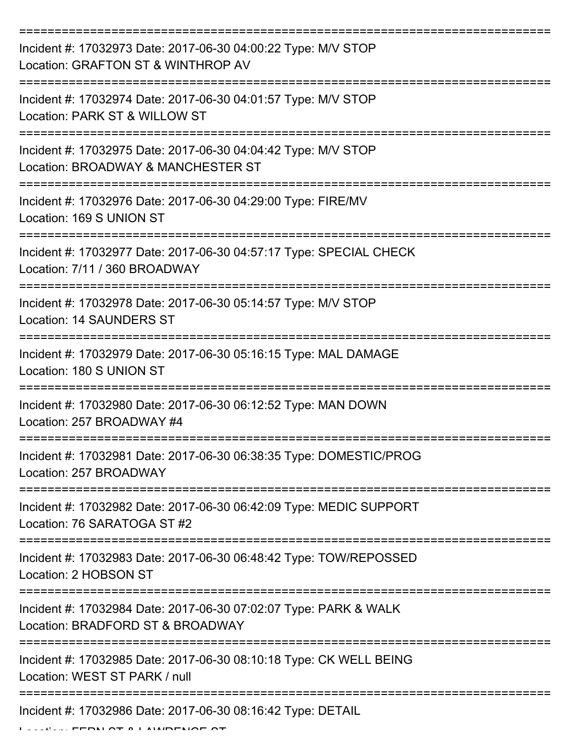===========================================================================

Incident #: 17032973 Date: 2017-06-30 04:00:22 Type: M/V STOP
Location: GRAFTON ST & WINTHROP AV

===========================================================================

Incident #: 17032974 Date: 2017-06-30 04:01:57 Type: M/V STOP
Location: PARK ST & WILLOW ST

===========================================================================

Incident #: 17032975 Date: 2017-06-30 04:04:42 Type: M/V STOP
Location: BROADWAY & MANCHESTER ST

===========================================================================

Incident #: 17032976 Date: 2017-06-30 04:29:00 Type: FIRE/MV
Location: 169 S UNION ST

===========================================================================

Incident #: 17032977 Date: 2017-06-30 04:57:17 Type: SPECIAL CHECK
Location: 7/11 / 360 BROADWAY

===========================================================================

Incident #: 17032978 Date: 2017-06-30 05:14:57 Type: M/V STOP
Location: 14 SAUNDERS ST

===========================================================================

Incident #: 17032979 Date: 2017-06-30 05:16:15 Type: MAL DAMAGE
Location: 180 S UNION ST

===========================================================================

Incident #: 17032980 Date: 2017-06-30 06:12:52 Type: MAN DOWN
Location: 257 BROADWAY #4

===========================================================================

Incident #: 17032981 Date: 2017-06-30 06:38:35 Type: DOMESTIC/PROG
Location: 257 BROADWAY

===========================================================================

Incident #: 17032982 Date: 2017-06-30 06:42:09 Type: MEDIC SUPPORT
Location: 76 SARATOGA ST #2

===========================================================================

Incident #: 17032983 Date: 2017-06-30 06:48:42 Type: TOW/REPOSSED
Location: 2 HOBSON ST

===========================================================================

Incident #: 17032984 Date: 2017-06-30 07:02:07 Type: PARK & WALK
Location: BRADFORD ST & BROADWAY

===========================================================================

Incident #: 17032985 Date: 2017-06-30 08:10:18 Type: CK WELL BEING
Location: WEST ST PARK / null

===========================================================================

Incident #: 17032986 Date: 2017-06-30 08:16:42 Type: DETAIL
Location: FERN ST & LAWRENCE ST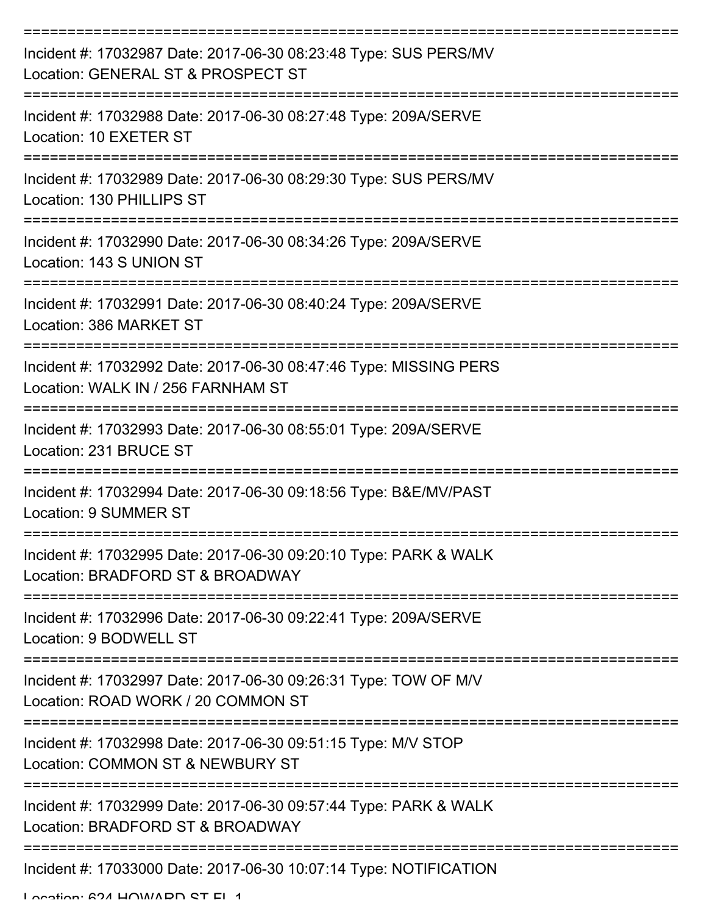---

Incident #: 17032987 Date: 2017-06-30 08:23:48 Type: SUS PERS/MV
Location: GENERAL ST & PROSPECT ST

---

Incident #: 17032988 Date: 2017-06-30 08:27:48 Type: 209A/SERVE
Location: 10 EXETER ST

---

Incident #: 17032989 Date: 2017-06-30 08:29:30 Type: SUS PERS/MV
Location: 130 PHILLIPS ST

---

Incident #: 17032990 Date: 2017-06-30 08:34:26 Type: 209A/SERVE
Location: 143 S UNION ST

---

Incident #: 17032991 Date: 2017-06-30 08:40:24 Type: 209A/SERVE
Location: 386 MARKET ST

---

Incident #: 17032992 Date: 2017-06-30 08:47:46 Type: MISSING PERS
Location: WALK IN / 256 FARNHAM ST

---

Incident #: 17032993 Date: 2017-06-30 08:55:01 Type: 209A/SERVE
Location: 231 BRUCE ST

---

Incident #: 17032994 Date: 2017-06-30 09:18:56 Type: B&E/MV/PAST
Location: 9 SUMMER ST

---

Incident #: 17032995 Date: 2017-06-30 09:20:10 Type: PARK & WALK
Location: BRADFORD ST & BROADWAY

---

Incident #: 17032996 Date: 2017-06-30 09:22:41 Type: 209A/SERVE
Location: 9 BODWELL ST

---

Incident #: 17032997 Date: 2017-06-30 09:26:31 Type: TOW OF M/V
Location: ROAD WORK / 20 COMMON ST

---

Incident #: 17032998 Date: 2017-06-30 09:51:15 Type: M/V STOP
Location: COMMON ST & NEWBURY ST

---

Incident #: 17032999 Date: 2017-06-30 09:57:44 Type: PARK & WALK
Location: BRADFORD ST & BROADWAY

---

Incident #: 17033000 Date: 2017-06-30 10:07:14 Type: NOTIFICATION
Location: 624 HOWARD ST FL 1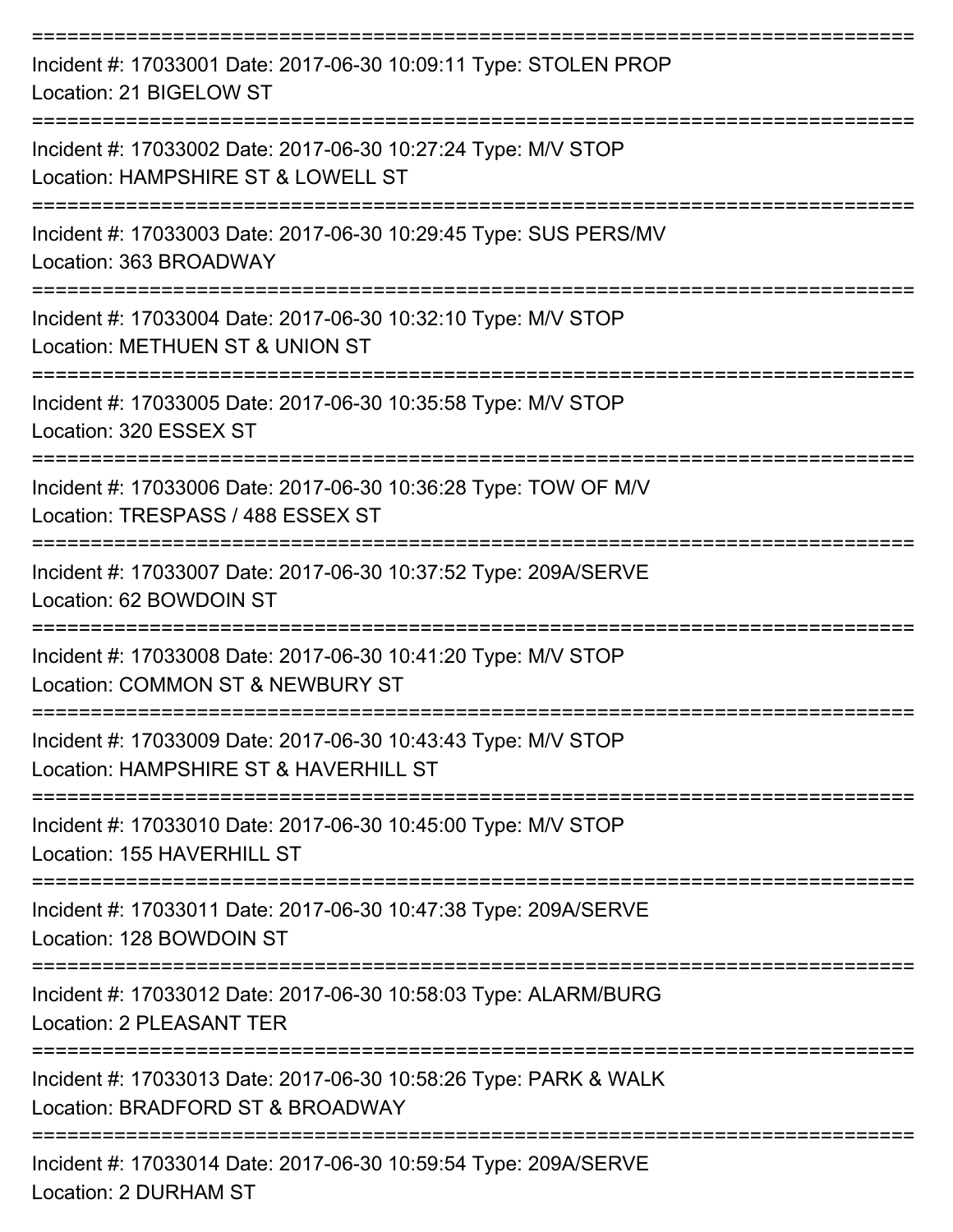===========================================================================

Incident #: 17033001 Date: 2017-06-30 10:09:11 Type: STOLEN PROP
Location: 21 BIGELOW ST

===========================================================================

Incident #: 17033002 Date: 2017-06-30 10:27:24 Type: M/V STOP
Location: HAMPSHIRE ST & LOWELL ST

===========================================================================

Incident #: 17033003 Date: 2017-06-30 10:29:45 Type: SUS PERS/MV
Location: 363 BROADWAY

===========================================================================

Incident #: 17033004 Date: 2017-06-30 10:32:10 Type: M/V STOP
Location: METHUEN ST & UNION ST

===========================================================================

Incident #: 17033005 Date: 2017-06-30 10:35:58 Type: M/V STOP
Location: 320 ESSEX ST

===========================================================================

Incident #: 17033006 Date: 2017-06-30 10:36:28 Type: TOW OF M/V
Location: TRESPASS / 488 ESSEX ST

===========================================================================

Incident #: 17033007 Date: 2017-06-30 10:37:52 Type: 209A/SERVE
Location: 62 BOWDOIN ST

===========================================================================

Incident #: 17033008 Date: 2017-06-30 10:41:20 Type: M/V STOP
Location: COMMON ST & NEWBURY ST

===========================================================================

Incident #: 17033009 Date: 2017-06-30 10:43:43 Type: M/V STOP
Location: HAMPSHIRE ST & HAVERHILL ST

===========================================================================

Incident #: 17033010 Date: 2017-06-30 10:45:00 Type: M/V STOP
Location: 155 HAVERHILL ST

===========================================================================

Incident #: 17033011 Date: 2017-06-30 10:47:38 Type: 209A/SERVE
Location: 128 BOWDOIN ST

===========================================================================

Incident #: 17033012 Date: 2017-06-30 10:58:03 Type: ALARM/BURG
Location: 2 PLEASANT TER

===========================================================================

Incident #: 17033013 Date: 2017-06-30 10:58:26 Type: PARK & WALK
Location: BRADFORD ST & BROADWAY

===========================================================================

Incident #: 17033014 Date: 2017-06-30 10:59:54 Type: 209A/SERVE
Location: 2 DURHAM ST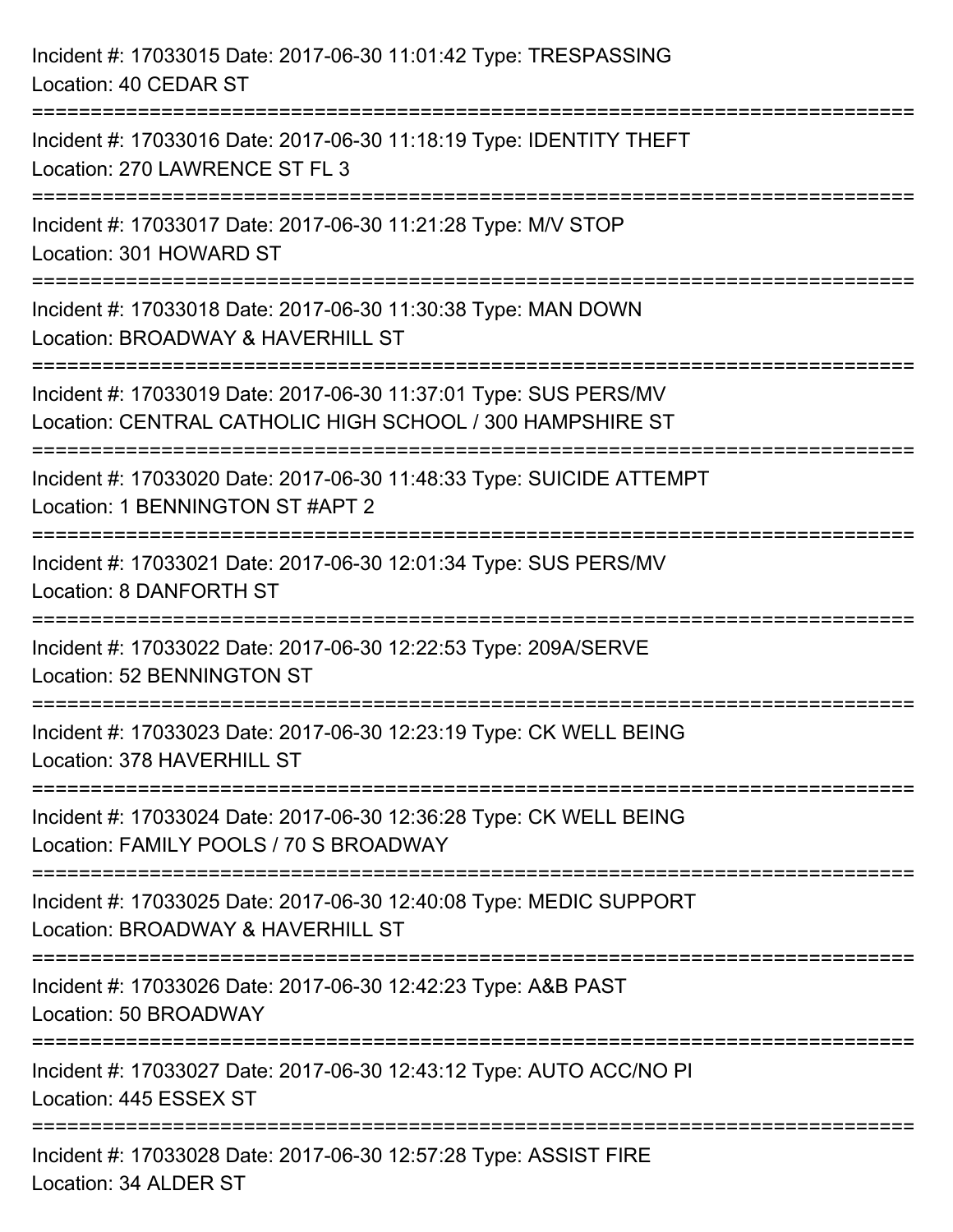Incident #: 17033015 Date: 2017-06-30 11:01:42 Type: TRESPASSING
Location: 40 CEDAR ST

===========================================================================

Incident #: 17033016 Date: 2017-06-30 11:18:19 Type: IDENTITY THEFT
Location: 270 LAWRENCE ST FL 3

===========================================================================

Incident #: 17033017 Date: 2017-06-30 11:21:28 Type: M/V STOP
Location: 301 HOWARD ST

===========================================================================

Incident #: 17033018 Date: 2017-06-30 11:30:38 Type: MAN DOWN
Location: BROADWAY & HAVERHILL ST

===========================================================================

Incident #: 17033019 Date: 2017-06-30 11:37:01 Type: SUS PERS/MV
Location: CENTRAL CATHOLIC HIGH SCHOOL / 300 HAMPSHIRE ST

===========================================================================

Incident #: 17033020 Date: 2017-06-30 11:48:33 Type: SUICIDE ATTEMPT
Location: 1 BENNINGTON ST #APT 2

===========================================================================

Incident #: 17033021 Date: 2017-06-30 12:01:34 Type: SUS PERS/MV
Location: 8 DANFORTH ST

===========================================================================

Incident #: 17033022 Date: 2017-06-30 12:22:53 Type: 209A/SERVE
Location: 52 BENNINGTON ST

===========================================================================

Incident #: 17033023 Date: 2017-06-30 12:23:19 Type: CK WELL BEING
Location: 378 HAVERHILL ST

===========================================================================

Incident #: 17033024 Date: 2017-06-30 12:36:28 Type: CK WELL BEING
Location: FAMILY POOLS / 70 S BROADWAY

===========================================================================

Incident #: 17033025 Date: 2017-06-30 12:40:08 Type: MEDIC SUPPORT
Location: BROADWAY & HAVERHILL ST

===========================================================================

Incident #: 17033026 Date: 2017-06-30 12:42:23 Type: A&B PAST
Location: 50 BROADWAY

===========================================================================

Incident #: 17033027 Date: 2017-06-30 12:43:12 Type: AUTO ACC/NO PI
Location: 445 ESSEX ST

===========================================================================

Incident #: 17033028 Date: 2017-06-30 12:57:28 Type: ASSIST FIRE
Location: 34 ALDER ST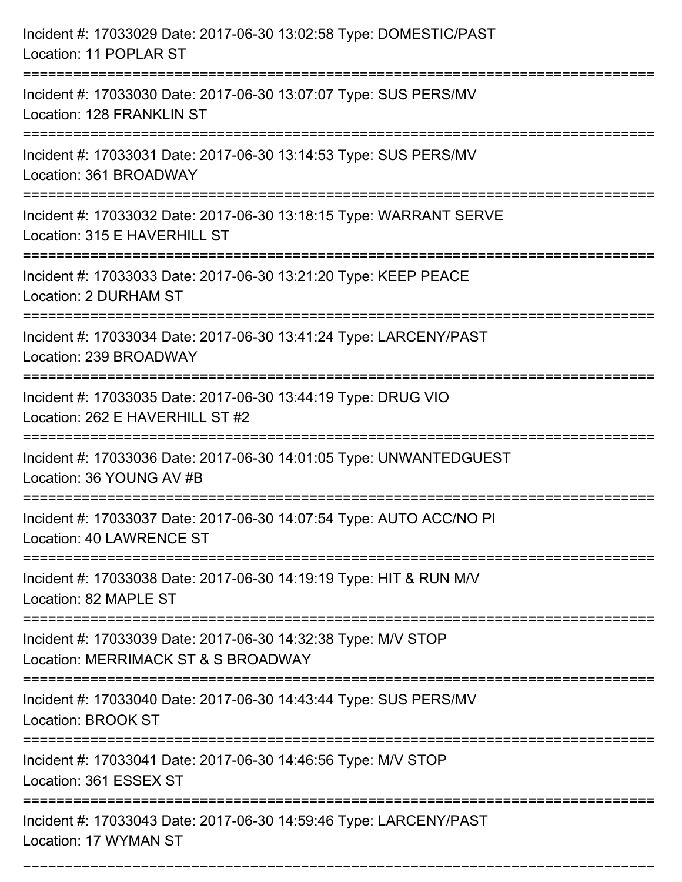Incident #: 17033029 Date: 2017-06-30 13:02:58 Type: DOMESTIC/PAST
Location: 11 POPLAR ST

===========================================================================

Incident #: 17033030 Date: 2017-06-30 13:07:07 Type: SUS PERS/MV
Location: 128 FRANKLIN ST

===========================================================================

Incident #: 17033031 Date: 2017-06-30 13:14:53 Type: SUS PERS/MV
Location: 361 BROADWAY

===========================================================================

Incident #: 17033032 Date: 2017-06-30 13:18:15 Type: WARRANT SERVE
Location: 315 E HAVERHILL ST

===========================================================================

Incident #: 17033033 Date: 2017-06-30 13:21:20 Type: KEEP PEACE
Location: 2 DURHAM ST

===========================================================================

Incident #: 17033034 Date: 2017-06-30 13:41:24 Type: LARCENY/PAST
Location: 239 BROADWAY

===========================================================================

Incident #: 17033035 Date: 2017-06-30 13:44:19 Type: DRUG VIO
Location: 262 E HAVERHILL ST #2

===========================================================================

Incident #: 17033036 Date: 2017-06-30 14:01:05 Type: UNWANTEDGUEST
Location: 36 YOUNG AV #B

===========================================================================

Incident #: 17033037 Date: 2017-06-30 14:07:54 Type: AUTO ACC/NO PI
Location: 40 LAWRENCE ST

===========================================================================

Incident #: 17033038 Date: 2017-06-30 14:19:19 Type: HIT & RUN M/V
Location: 82 MAPLE ST

===========================================================================

Incident #: 17033039 Date: 2017-06-30 14:32:38 Type: M/V STOP
Location: MERRIMACK ST & S BROADWAY

===========================================================================

Incident #: 17033040 Date: 2017-06-30 14:43:44 Type: SUS PERS/MV
Location: BROOK ST

===========================================================================

Incident #: 17033041 Date: 2017-06-30 14:46:56 Type: M/V STOP
Location: 361 ESSEX ST

===========================================================================

Incident #: 17033043 Date: 2017-06-30 14:59:46 Type: LARCENY/PAST
Location: 17 WYMAN ST

===========================================================================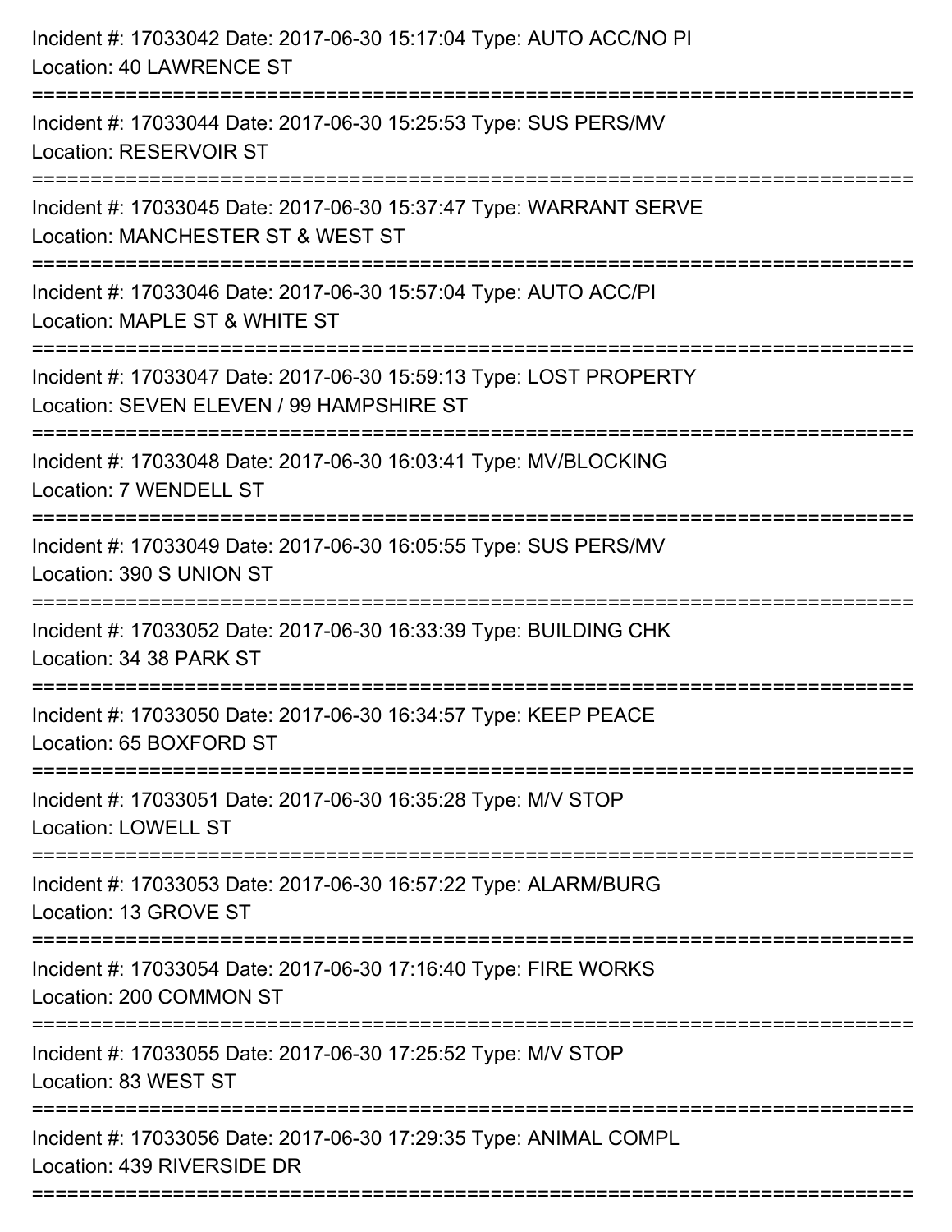Incident #: 17033042 Date: 2017-06-30 15:17:04 Type: AUTO ACC/NO PI
Location: 40 LAWRENCE ST

===========================================================================

Incident #: 17033044 Date: 2017-06-30 15:25:53 Type: SUS PERS/MV
Location: RESERVOIR ST

===========================================================================

Incident #: 17033045 Date: 2017-06-30 15:37:47 Type: WARRANT SERVE
Location: MANCHESTER ST & WEST ST

===========================================================================

Incident #: 17033046 Date: 2017-06-30 15:57:04 Type: AUTO ACC/PI
Location: MAPLE ST & WHITE ST

===========================================================================

Incident #: 17033047 Date: 2017-06-30 15:59:13 Type: LOST PROPERTY
Location: SEVEN ELEVEN / 99 HAMPSHIRE ST

===========================================================================

Incident #: 17033048 Date: 2017-06-30 16:03:41 Type: MV/BLOCKING
Location: 7 WENDELL ST

===========================================================================

Incident #: 17033049 Date: 2017-06-30 16:05:55 Type: SUS PERS/MV
Location: 390 S UNION ST

===========================================================================

Incident #: 17033052 Date: 2017-06-30 16:33:39 Type: BUILDING CHK
Location: 34 38 PARK ST

===========================================================================

Incident #: 17033050 Date: 2017-06-30 16:34:57 Type: KEEP PEACE
Location: 65 BOXFORD ST

===========================================================================

Incident #: 17033051 Date: 2017-06-30 16:35:28 Type: M/V STOP
Location: LOWELL ST

===========================================================================

Incident #: 17033053 Date: 2017-06-30 16:57:22 Type: ALARM/BURG
Location: 13 GROVE ST

===========================================================================

Incident #: 17033054 Date: 2017-06-30 17:16:40 Type: FIRE WORKS
Location: 200 COMMON ST

===========================================================================

Incident #: 17033055 Date: 2017-06-30 17:25:52 Type: M/V STOP
Location: 83 WEST ST

===========================================================================

Incident #: 17033056 Date: 2017-06-30 17:29:35 Type: ANIMAL COMPL
Location: 439 RIVERSIDE DR

===========================================================================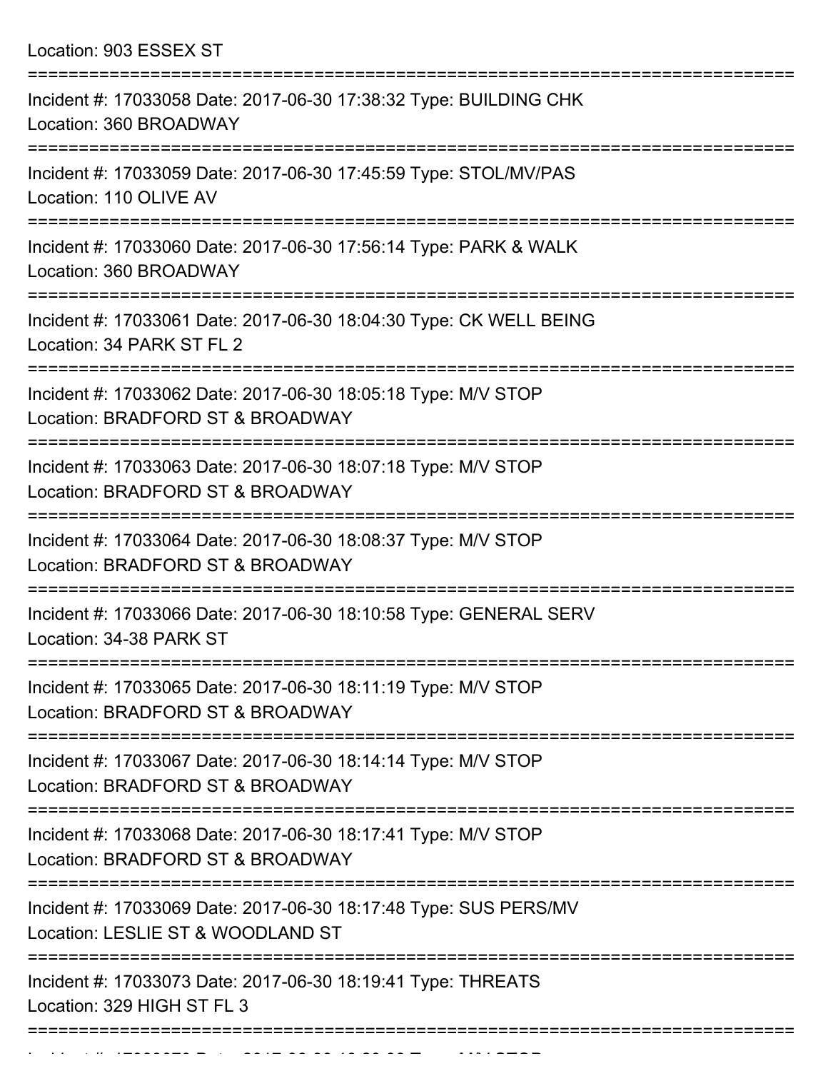Location: 903 ESSEX ST

===========================================================================

Incident #: 17033058 Date: 2017-06-30 17:38:32 Type: BUILDING CHK
Location: 360 BROADWAY

===========================================================================

Incident #: 17033059 Date: 2017-06-30 17:45:59 Type: STOL/MV/PAS
Location: 110 OLIVE AV

===========================================================================

Incident #: 17033060 Date: 2017-06-30 17:56:14 Type: PARK & WALK
Location: 360 BROADWAY

===========================================================================

Incident #: 17033061 Date: 2017-06-30 18:04:30 Type: CK WELL BEING
Location: 34 PARK ST FL 2

===========================================================================

Incident #: 17033062 Date: 2017-06-30 18:05:18 Type: M/V STOP
Location: BRADFORD ST & BROADWAY

===========================================================================

Incident #: 17033063 Date: 2017-06-30 18:07:18 Type: M/V STOP
Location: BRADFORD ST & BROADWAY

===========================================================================

Incident #: 17033064 Date: 2017-06-30 18:08:37 Type: M/V STOP
Location: BRADFORD ST & BROADWAY

===========================================================================

Incident #: 17033066 Date: 2017-06-30 18:10:58 Type: GENERAL SERV
Location: 34-38 PARK ST

===========================================================================

Incident #: 17033065 Date: 2017-06-30 18:11:19 Type: M/V STOP
Location: BRADFORD ST & BROADWAY

===========================================================================

Incident #: 17033067 Date: 2017-06-30 18:14:14 Type: M/V STOP
Location: BRADFORD ST & BROADWAY

===========================================================================

Incident #: 17033068 Date: 2017-06-30 18:17:41 Type: M/V STOP
Location: BRADFORD ST & BROADWAY

===========================================================================

Incident #: 17033069 Date: 2017-06-30 18:17:48 Type: SUS PERS/MV
Location: LESLIE ST & WOODLAND ST

===========================================================================

Incident #: 17033073 Date: 2017-06-30 18:19:41 Type: THREATS
Location: 329 HIGH ST FL 3

===========================================================================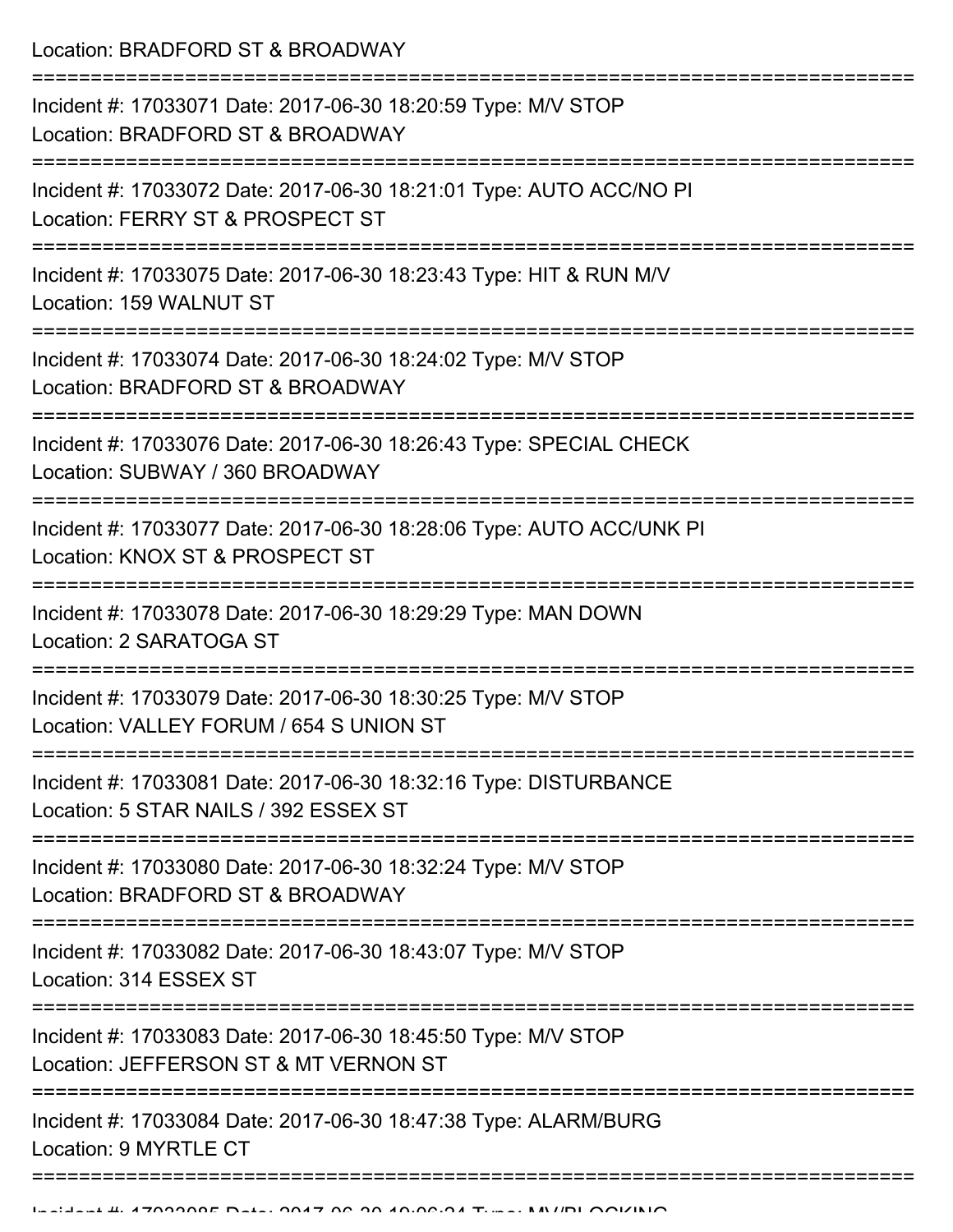Location: BRADFORD ST & BROADWAY

===========================================================================

Incident #: 17033071 Date: 2017-06-30 18:20:59 Type: M/V STOP
Location: BRADFORD ST & BROADWAY

===========================================================================

Incident #: 17033072 Date: 2017-06-30 18:21:01 Type: AUTO ACC/NO PI
Location: FERRY ST & PROSPECT ST

===========================================================================

Incident #: 17033075 Date: 2017-06-30 18:23:43 Type: HIT & RUN M/V
Location: 159 WALNUT ST

===========================================================================

Incident #: 17033074 Date: 2017-06-30 18:24:02 Type: M/V STOP
Location: BRADFORD ST & BROADWAY

===========================================================================

Incident #: 17033076 Date: 2017-06-30 18:26:43 Type: SPECIAL CHECK
Location: SUBWAY / 360 BROADWAY

===========================================================================

Incident #: 17033077 Date: 2017-06-30 18:28:06 Type: AUTO ACC/UNK PI
Location: KNOX ST & PROSPECT ST

===========================================================================

Incident #: 17033078 Date: 2017-06-30 18:29:29 Type: MAN DOWN
Location: 2 SARATOGA ST

===========================================================================

Incident #: 17033079 Date: 2017-06-30 18:30:25 Type: M/V STOP
Location: VALLEY FORUM / 654 S UNION ST

===========================================================================

Incident #: 17033081 Date: 2017-06-30 18:32:16 Type: DISTURBANCE
Location: 5 STAR NAILS / 392 ESSEX ST

===========================================================================

Incident #: 17033080 Date: 2017-06-30 18:32:24 Type: M/V STOP
Location: BRADFORD ST & BROADWAY

===========================================================================

Incident #: 17033082 Date: 2017-06-30 18:43:07 Type: M/V STOP
Location: 314 ESSEX ST

===========================================================================

Incident #: 17033083 Date: 2017-06-30 18:45:50 Type: M/V STOP
Location: JEFFERSON ST & MT VERNON ST

===========================================================================

Incident #: 17033084 Date: 2017-06-30 18:47:38 Type: ALARM/BURG
Location: 9 MYRTLE CT

===========================================================================

Incident #: 17033085 Date: 2017-06-30 19:06:24 Type: MV/BLOCKING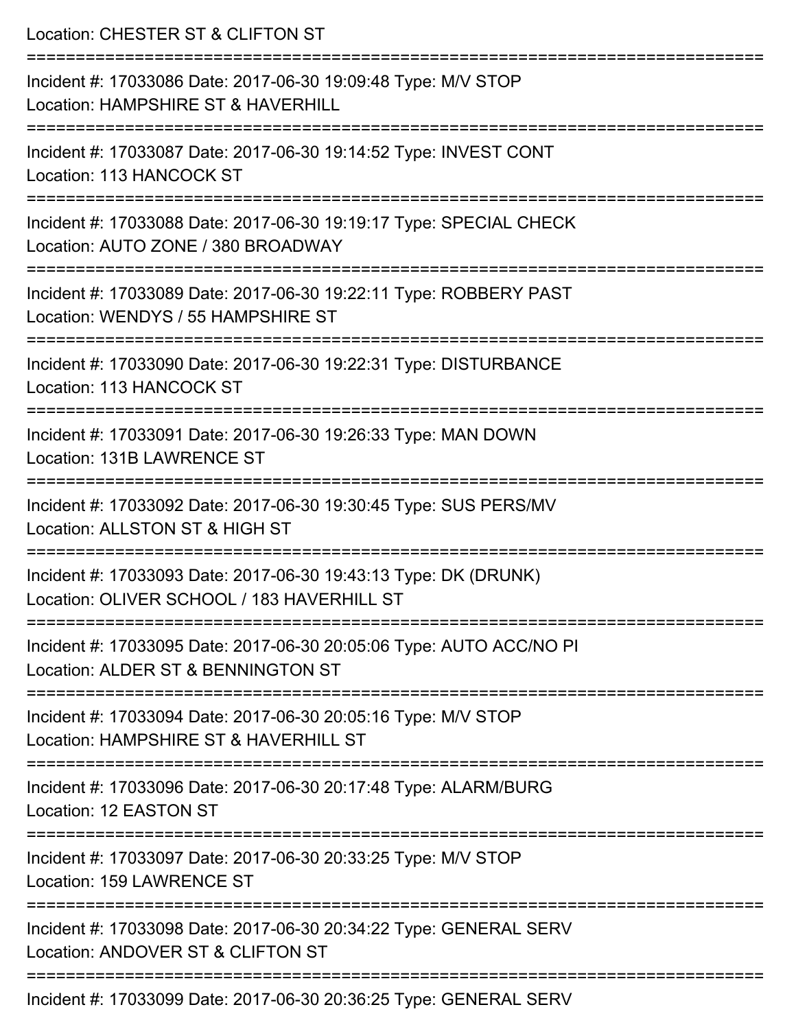Location: CHESTER ST & CLIFTON ST

===========================================================================

Incident #: 17033086 Date: 2017-06-30 19:09:48 Type: M/V STOP
Location: HAMPSHIRE ST & HAVERHILL

===========================================================================

Incident #: 17033087 Date: 2017-06-30 19:14:52 Type: INVEST CONT
Location: 113 HANCOCK ST

===========================================================================

Incident #: 17033088 Date: 2017-06-30 19:19:17 Type: SPECIAL CHECK
Location: AUTO ZONE / 380 BROADWAY

===========================================================================

Incident #: 17033089 Date: 2017-06-30 19:22:11 Type: ROBBERY PAST
Location: WENDYS / 55 HAMPSHIRE ST

===========================================================================

Incident #: 17033090 Date: 2017-06-30 19:22:31 Type: DISTURBANCE
Location: 113 HANCOCK ST

===========================================================================

Incident #: 17033091 Date: 2017-06-30 19:26:33 Type: MAN DOWN
Location: 131B LAWRENCE ST

===========================================================================

Incident #: 17033092 Date: 2017-06-30 19:30:45 Type: SUS PERS/MV
Location: ALLSTON ST & HIGH ST

===========================================================================

Incident #: 17033093 Date: 2017-06-30 19:43:13 Type: DK (DRUNK)
Location: OLIVER SCHOOL / 183 HAVERHILL ST

===========================================================================

Incident #: 17033095 Date: 2017-06-30 20:05:06 Type: AUTO ACC/NO PI
Location: ALDER ST & BENNINGTON ST

===========================================================================

Incident #: 17033094 Date: 2017-06-30 20:05:16 Type: M/V STOP
Location: HAMPSHIRE ST & HAVERHILL ST

===========================================================================

Incident #: 17033096 Date: 2017-06-30 20:17:48 Type: ALARM/BURG
Location: 12 EASTON ST

===========================================================================

Incident #: 17033097 Date: 2017-06-30 20:33:25 Type: M/V STOP
Location: 159 LAWRENCE ST

===========================================================================

Incident #: 17033098 Date: 2017-06-30 20:34:22 Type: GENERAL SERV
Location: ANDOVER ST & CLIFTON ST

===========================================================================

Incident #: 17033099 Date: 2017-06-30 20:36:25 Type: GENERAL SERV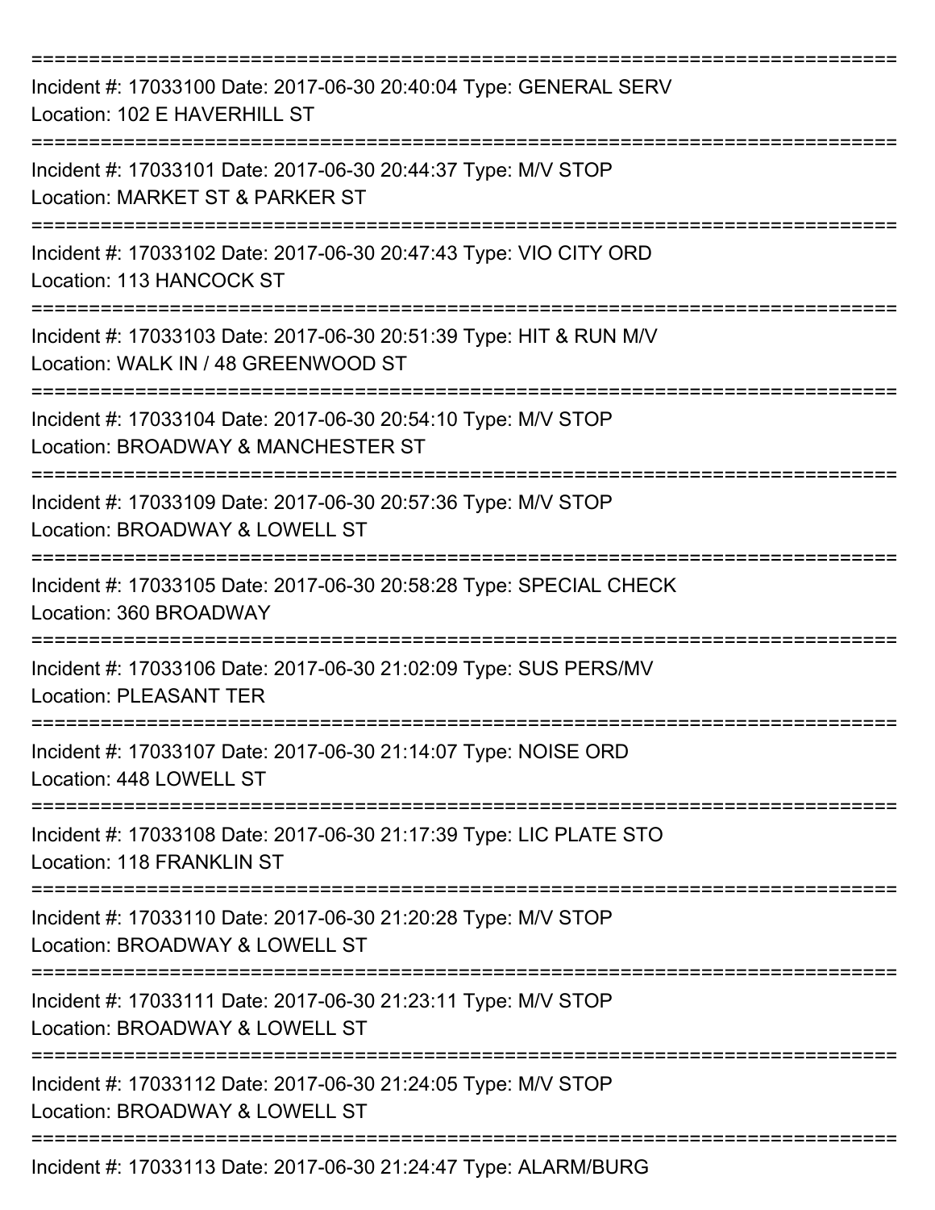===========================================================================

Incident #: 17033100 Date: 2017-06-30 20:40:04 Type: GENERAL SERV
Location: 102 E HAVERHILL ST

===========================================================================

Incident #: 17033101 Date: 2017-06-30 20:44:37 Type: M/V STOP
Location: MARKET ST & PARKER ST

===========================================================================

Incident #: 17033102 Date: 2017-06-30 20:47:43 Type: VIO CITY ORD
Location: 113 HANCOCK ST

===========================================================================

Incident #: 17033103 Date: 2017-06-30 20:51:39 Type: HIT & RUN M/V
Location: WALK IN / 48 GREENWOOD ST

===========================================================================

Incident #: 17033104 Date: 2017-06-30 20:54:10 Type: M/V STOP
Location: BROADWAY & MANCHESTER ST

===========================================================================

Incident #: 17033109 Date: 2017-06-30 20:57:36 Type: M/V STOP
Location: BROADWAY & LOWELL ST

===========================================================================

Incident #: 17033105 Date: 2017-06-30 20:58:28 Type: SPECIAL CHECK
Location: 360 BROADWAY

===========================================================================

Incident #: 17033106 Date: 2017-06-30 21:02:09 Type: SUS PERS/MV
Location: PLEASANT TER

===========================================================================

Incident #: 17033107 Date: 2017-06-30 21:14:07 Type: NOISE ORD
Location: 448 LOWELL ST

===========================================================================

Incident #: 17033108 Date: 2017-06-30 21:17:39 Type: LIC PLATE STO
Location: 118 FRANKLIN ST

===========================================================================

Incident #: 17033110 Date: 2017-06-30 21:20:28 Type: M/V STOP
Location: BROADWAY & LOWELL ST

===========================================================================

Incident #: 17033111 Date: 2017-06-30 21:23:11 Type: M/V STOP
Location: BROADWAY & LOWELL ST

===========================================================================

Incident #: 17033112 Date: 2017-06-30 21:24:05 Type: M/V STOP
Location: BROADWAY & LOWELL ST

===========================================================================

Incident #: 17033113 Date: 2017-06-30 21:24:47 Type: ALARM/BURG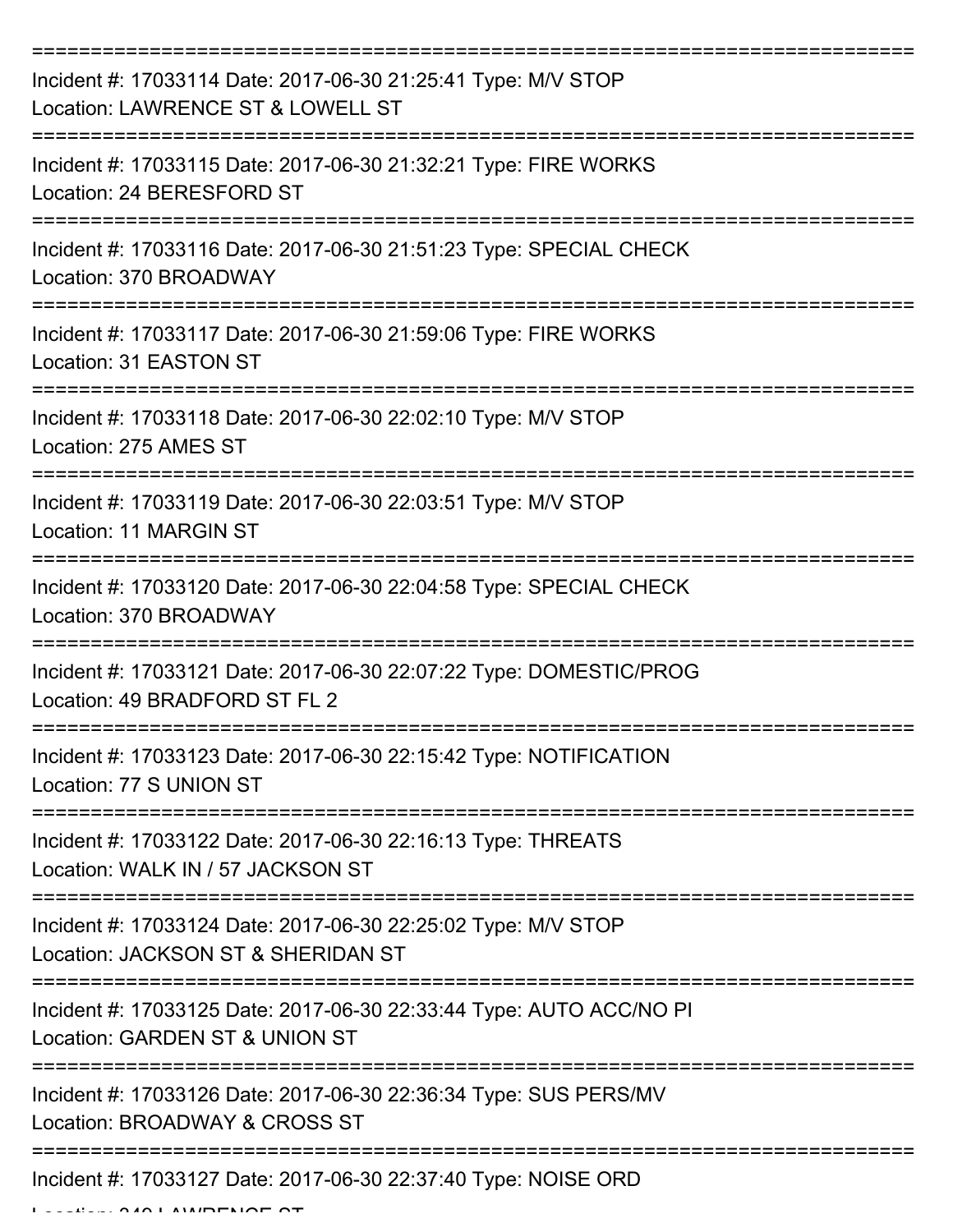===========================================================================

Incident #: 17033114 Date: 2017-06-30 21:25:41 Type: M/V STOP
Location: LAWRENCE ST & LOWELL ST

===========================================================================

Incident #: 17033115 Date: 2017-06-30 21:32:21 Type: FIRE WORKS
Location: 24 BERESFORD ST

===========================================================================

Incident #: 17033116 Date: 2017-06-30 21:51:23 Type: SPECIAL CHECK
Location: 370 BROADWAY

===========================================================================

Incident #: 17033117 Date: 2017-06-30 21:59:06 Type: FIRE WORKS
Location: 31 EASTON ST

===========================================================================

Incident #: 17033118 Date: 2017-06-30 22:02:10 Type: M/V STOP
Location: 275 AMES ST

===========================================================================

Incident #: 17033119 Date: 2017-06-30 22:03:51 Type: M/V STOP
Location: 11 MARGIN ST

===========================================================================

Incident #: 17033120 Date: 2017-06-30 22:04:58 Type: SPECIAL CHECK
Location: 370 BROADWAY

===========================================================================

Incident #: 17033121 Date: 2017-06-30 22:07:22 Type: DOMESTIC/PROG
Location: 49 BRADFORD ST FL 2

===========================================================================

Incident #: 17033123 Date: 2017-06-30 22:15:42 Type: NOTIFICATION
Location: 77 S UNION ST

===========================================================================

Incident #: 17033122 Date: 2017-06-30 22:16:13 Type: THREATS
Location: WALK IN / 57 JACKSON ST

===========================================================================

Incident #: 17033124 Date: 2017-06-30 22:25:02 Type: M/V STOP
Location: JACKSON ST & SHERIDAN ST

===========================================================================

Incident #: 17033125 Date: 2017-06-30 22:33:44 Type: AUTO ACC/NO PI
Location: GARDEN ST & UNION ST

===========================================================================

Incident #: 17033126 Date: 2017-06-30 22:36:34 Type: SUS PERS/MV
Location: BROADWAY & CROSS ST

===========================================================================

Incident #: 17033127 Date: 2017-06-30 22:37:40 Type: NOISE ORD
Location: 340 LAWRENCE ST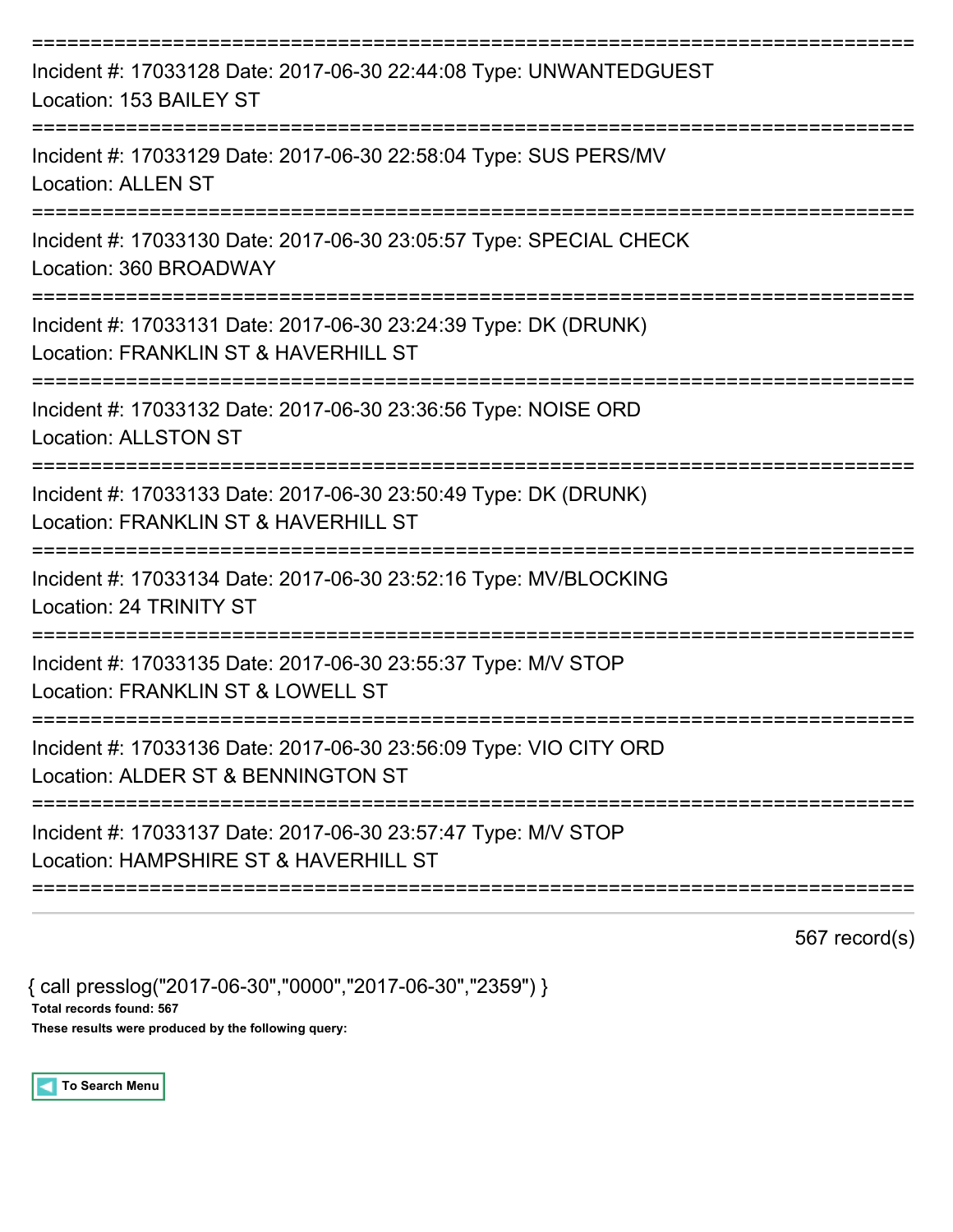===========================================================================

Incident #: 17033128 Date: 2017-06-30 22:44:08 Type: UNWANTEDGUEST
Location: 153 BAILEY ST

===========================================================================

Incident #: 17033129 Date: 2017-06-30 22:58:04 Type: SUS PERS/MV
Location: ALLEN ST

===========================================================================

Incident #: 17033130 Date: 2017-06-30 23:05:57 Type: SPECIAL CHECK
Location: 360 BROADWAY

===========================================================================

Incident #: 17033131 Date: 2017-06-30 23:24:39 Type: DK (DRUNK)
Location: FRANKLIN ST & HAVERHILL ST

===========================================================================

Incident #: 17033132 Date: 2017-06-30 23:36:56 Type: NOISE ORD
Location: ALLSTON ST

===========================================================================

Incident #: 17033133 Date: 2017-06-30 23:50:49 Type: DK (DRUNK)
Location: FRANKLIN ST & HAVERHILL ST

===========================================================================

Incident #: 17033134 Date: 2017-06-30 23:52:16 Type: MV/BLOCKING
Location: 24 TRINITY ST

===========================================================================

Incident #: 17033135 Date: 2017-06-30 23:55:37 Type: M/V STOP
Location: FRANKLIN ST & LOWELL ST

===========================================================================

Incident #: 17033136 Date: 2017-06-30 23:56:09 Type: VIO CITY ORD
Location: ALDER ST & BENNINGTON ST

===========================================================================

Incident #: 17033137 Date: 2017-06-30 23:57:47 Type: M/V STOP
Location: HAMPSHIRE ST & HAVERHILL ST

===========================================================================

567 record(s)

{ call presslog("2017-06-30","0000","2017-06-30","2359") }

**Total records found: 567**

**These results were produced by the following query:**

To Search Menu